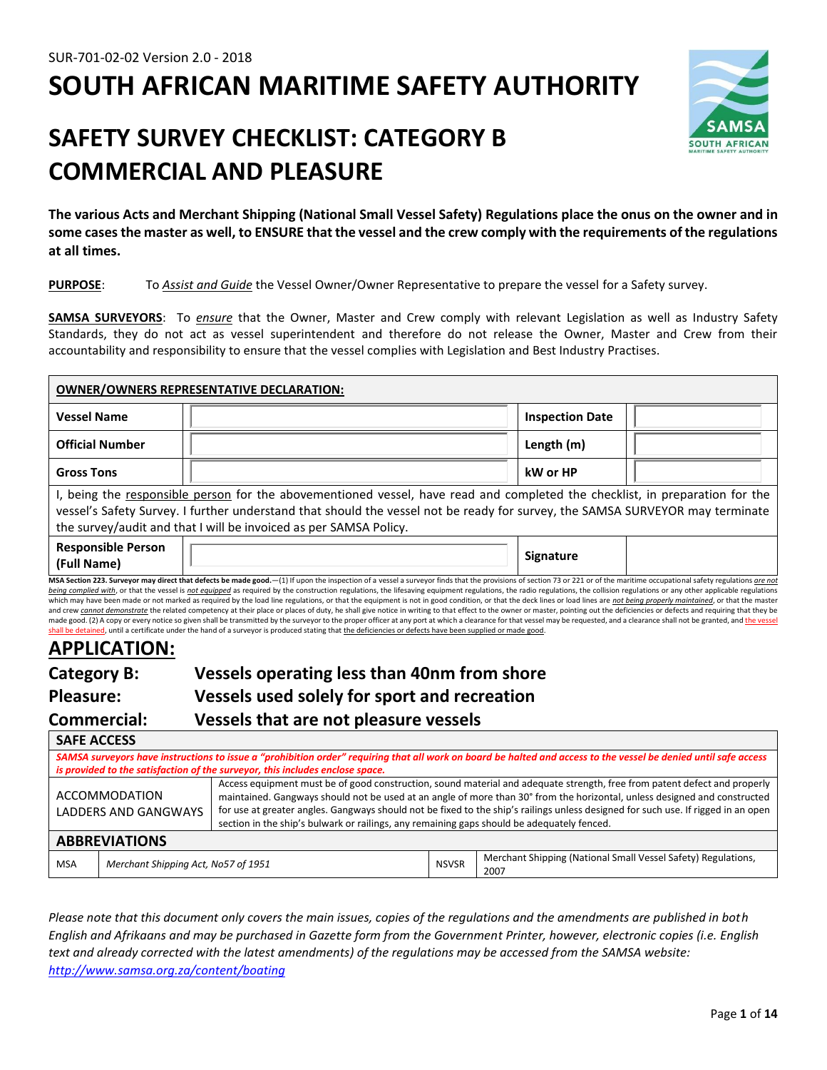SUR-701-02-02 Version 2.0 - 2018

# SOUTH AFRICAN MARITIME SAFETY AUTHORITY

# SAFETY SURVEY CHECKLIST: CATEGORY B COMMERCIAL AND PLEASURE

**The various Acts and Merchant Shipping (National Small Vessel Safety) Regulations place the onus on the owner and in some cases the master as well, to ENSURE that the vessel and the crew comply with the requirements of the regulations at all times.**

**PURPOSE**: To *Assist and Guide* the Vessel Owner/Owner Representative to prepare the vessel for a Safety survey.

**SAMSA SURVEYORS**: To *ensure* that the Owner, Master and Crew comply with relevant Legislation as well as Industry Safety Standards, they do not act as vessel superintendent and therefore do not release the Owner, Master and Crew from their accountability and responsibility to ensure that the vessel complies with Legislation and Best Industry Practises.

| **OWNER/OWNERS REPRESENTATIVE DECLARATION:** | | | |
|---|---|---|---|
| **Vessel Name** | | **Inspection Date** | |
| **Official Number** | | **Length (m)** | |
| **Gross Tons** | | **kW or HP** | |
| I, being the responsible person for the abovementioned vessel, have read and completed the checklist, in preparation for the vessel's Safety Survey. I further understand that should the vessel not be ready for survey, the SAMSA SURVEYOR may terminate the survey/audit and that I will be invoiced as per SAMSA Policy. | | | |
| **Responsible Person (Full Name)** | | **Signature** | |

**MSA Section 223. Surveyor may direct that defects be made good.**—(1) If upon the inspection of a vessel a surveyor finds that the provisions of section 73 or 221 or of the maritime occupational safety regulations *are not being complied with*, or that the vessel is *not equipped* as required by the construction regulations, the lifesaving equipment regulations, the radio regulations, the collision regulations or any other applicable regulations which may have been made or not marked as required by the load line regulations, or that the equipment is not in good condition, or that the deck lines or load lines are *not being properly maintained*, or that the master and crew *cannot demonstrate* the related competency at their place or places of duty, he shall give notice in writing to that effect to the owner or master, pointing out the deficiencies or defects and requiring that they be made good. (2) A copy or every notice so given shall be transmitted by the surveyor to the proper officer at any port at which a clearance for that vessel may be requested, and a clearance shall not be granted, and the vessel shall be detained, until a certificate under the hand of a surveyor is produced stating that the deficiencies or defects have been supplied or made good.

## APPLICATION:

**Category B:** **Vessels operating less than 40nm from shore**

**Pleasure:** **Vessels used solely for sport and recreation**

**Commercial:** **Vessels that are not pleasure vessels**

| **SAFE ACCESS** | |
|---|---|
| *SAMSA surveyors have instructions to issue a "prohibition order" requiring that all work on board be halted and access to the vessel be denied until safe access is provided to the satisfaction of the surveyor, this includes enclose space.* | |
| ACCOMMODATION LADDERS AND GANGWAYS | Access equipment must be of good construction, sound material and adequate strength, free from patent defect and properly maintained. Gangways should not be used at an angle of more than 30° from the horizontal, unless designed and constructed for use at greater angles. Gangways should not be fixed to the ship's railings unless designed for such use. If rigged in an open section in the ship's bulwark or railings, any remaining gaps should be adequately fenced. |

| **ABBREVIATIONS** | | | |
|---|---|---|---|
| MSA | *Merchant Shipping Act, No57 of 1951* | NSVSR | Merchant Shipping (National Small Vessel Safety) Regulations, 2007 |

*Please note that this document only covers the main issues, copies of the regulations and the amendments are published in both English and Afrikaans and may be purchased in Gazette form from the Government Printer, however, electronic copies (i.e. English text and already corrected with the latest amendments) of the regulations may be accessed from the SAMSA website: http://www.samsa.org.za/content/boating*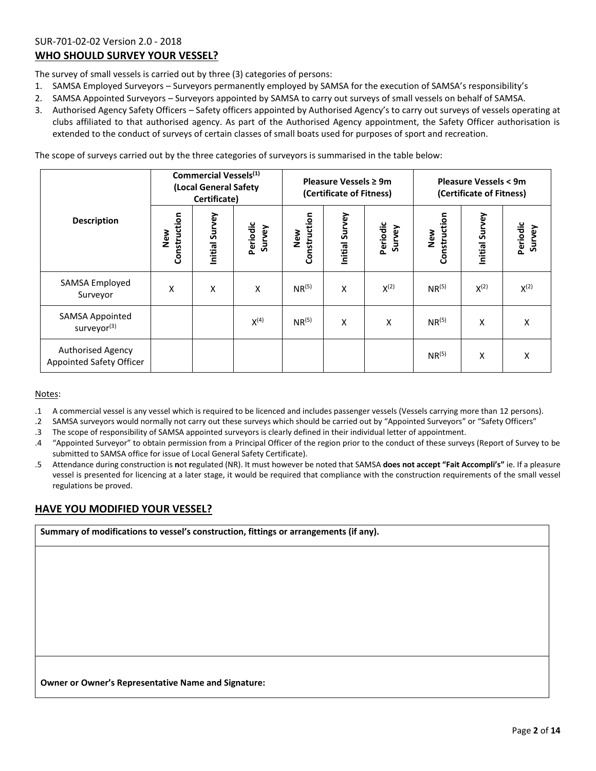SUR-701-02-02 Version 2.0 - 2018

## WHO SHOULD SURVEY YOUR VESSEL?

The survey of small vessels is carried out by three (3) categories of persons:

1. SAMSA Employed Surveyors – Surveyors permanently employed by SAMSA for the execution of SAMSA's responsibility's
2. SAMSA Appointed Surveyors – Surveyors appointed by SAMSA to carry out surveys of small vessels on behalf of SAMSA.
3. Authorised Agency Safety Officers – Safety officers appointed by Authorised Agency's to carry out surveys of vessels operating at clubs affiliated to that authorised agency. As part of the Authorised Agency appointment, the Safety Officer authorisation is extended to the conduct of surveys of certain classes of small boats used for purposes of sport and recreation.

The scope of surveys carried out by the three categories of surveyors is summarised in the table below:

| Description | Commercial Vessels[1] (Local General Safety Certificate) | | | Pleasure Vessels ≥ 9m (Certificate of Fitness) | | | Pleasure Vessels < 9m (Certificate of Fitness) | | |
|---|---|---|---|---|---|---|---|---|---|
| | New Construction | Initial Survey | Periodic Survey | New Construction | Initial Survey | Periodic Survey | New Construction | Initial Survey | Periodic Survey |
| SAMSA Employed Surveyor | X | X | X | NR[5] | X | X[2] | NR[5] | X[2] | X[2] |
| SAMSA Appointed surveyor[3] | | | X[4] | NR[5] | X | X | NR[5] | X | X |
| Authorised Agency Appointed Safety Officer | | | | | | | NR[5] | X | X |

Notes:

.1 A commercial vessel is any vessel which is required to be licenced and includes passenger vessels (Vessels carrying more than 12 persons).

.2 SAMSA surveyors would normally not carry out these surveys which should be carried out by "Appointed Surveyors" or "Safety Officers"

.3 The scope of responsibility of SAMSA appointed surveyors is clearly defined in their individual letter of appointment.

.4 "Appointed Surveyor" to obtain permission from a Principal Officer of the region prior to the conduct of these surveys (Report of Survey to be submitted to SAMSA office for issue of Local General Safety Certificate).

.5 Attendance during construction is **n**ot **r**egulated (NR). It must however be noted that SAMSA **does not accept "Fait Accompli's"** ie. If a pleasure vessel is presented for licencing at a later stage, it would be required that compliance with the construction requirements of the small vessel regulations be proved.

## HAVE YOU MODIFIED YOUR VESSEL?

| **Summary of modifications to vessel's construction, fittings or arrangements (if any).** |
|---|
| |
| **Owner or Owner's Representative Name and Signature:** |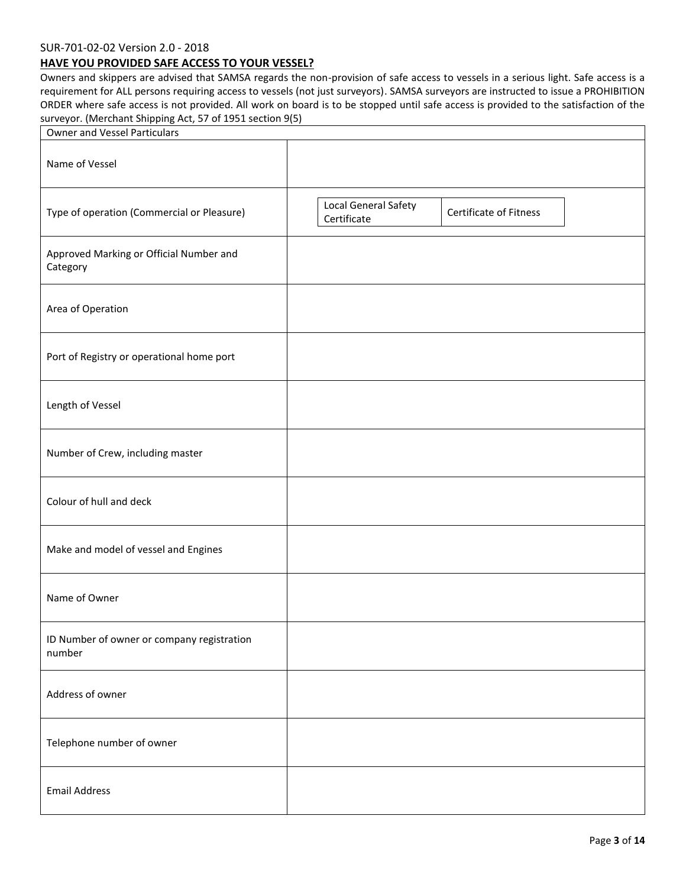SUR-701-02-02 Version 2.0 - 2018

## HAVE YOU PROVIDED SAFE ACCESS TO YOUR VESSEL?

Owners and skippers are advised that SAMSA regards the non-provision of safe access to vessels in a serious light. Safe access is a requirement for ALL persons requiring access to vessels (not just surveyors). SAMSA surveyors are instructed to issue a PROHIBITION ORDER where safe access is not provided. All work on board is to be stopped until safe access is provided to the satisfaction of the surveyor. (Merchant Shipping Act, 57 of 1951 section 9(5)

| Owner and Vessel Particulars | |
|---|---|
| Name of Vessel | |
| Type of operation (Commercial or Pleasure) | Local General Safety Certificate / Certificate of Fitness |
| Approved Marking or Official Number and Category | |
| Area of Operation | |
| Port of Registry or operational home port | |
| Length of Vessel | |
| Number of Crew, including master | |
| Colour of hull and deck | |
| Make and model of vessel and Engines | |
| Name of Owner | |
| ID Number of owner or company registration number | |
| Address of owner | |
| Telephone number of owner | |
| Email Address | |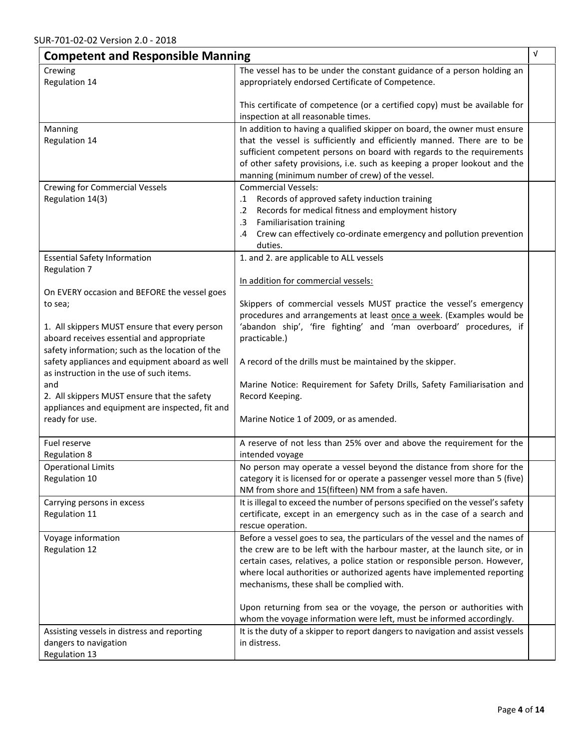| Competent and Responsible Manning | | √ |
|---|---|---|
| Crewing<br>Regulation 14 | The vessel has to be under the constant guidance of a person holding an appropriately endorsed Certificate of Competence.<br><br>This certificate of competence (or a certified copy) must be available for inspection at all reasonable times. | |
| Manning<br>Regulation 14 | In addition to having a qualified skipper on board, the owner must ensure that the vessel is sufficiently and efficiently manned. There are to be sufficient competent persons on board with regards to the requirements of other safety provisions, i.e. such as keeping a proper lookout and the manning (minimum number of crew) of the vessel. | |
| Crewing for Commercial Vessels<br>Regulation 14(3) | Commercial Vessels:<br>.1 Records of approved safety induction training<br>.2 Records for medical fitness and employment history<br>.3 Familiarisation training<br>.4 Crew can effectively co-ordinate emergency and pollution prevention duties. | |
| Essential Safety Information<br>Regulation 7<br><br>On EVERY occasion and BEFORE the vessel goes to sea;<br><br>1. All skippers MUST ensure that every person aboard receives essential and appropriate safety information; such as the location of the safety appliances and equipment aboard as well as instruction in the use of such items.<br>and<br>2. All skippers MUST ensure that the safety appliances and equipment are inspected, fit and ready for use. | 1. and 2. are applicable to ALL vessels<br><br><u>In addition for commercial vessels:</u><br><br>Skippers of commercial vessels MUST practice the vessel's emergency procedures and arrangements at least <u>once a week</u>. (Examples would be 'abandon ship', 'fire fighting' and 'man overboard' procedures, if practicable.)<br><br>A record of the drills must be maintained by the skipper.<br><br>Marine Notice: Requirement for Safety Drills, Safety Familiarisation and Record Keeping.<br><br>Marine Notice 1 of 2009, or as amended. | |
| Fuel reserve<br>Regulation 8 | A reserve of not less than 25% over and above the requirement for the intended voyage | |
| Operational Limits<br>Regulation 10 | No person may operate a vessel beyond the distance from shore for the category it is licensed for or operate a passenger vessel more than 5 (five) NM from shore and 15(fifteen) NM from a safe haven. | |
| Carrying persons in excess<br>Regulation 11 | It is illegal to exceed the number of persons specified on the vessel's safety certificate, except in an emergency such as in the case of a search and rescue operation. | |
| Voyage information<br>Regulation 12 | Before a vessel goes to sea, the particulars of the vessel and the names of the crew are to be left with the harbour master, at the launch site, or in certain cases, relatives, a police station or responsible person. However, where local authorities or authorized agents have implemented reporting mechanisms, these shall be complied with.<br><br>Upon returning from sea or the voyage, the person or authorities with whom the voyage information were left, must be informed accordingly. | |
| Assisting vessels in distress and reporting dangers to navigation<br>Regulation 13 | It is the duty of a skipper to report dangers to navigation and assist vessels in distress. | |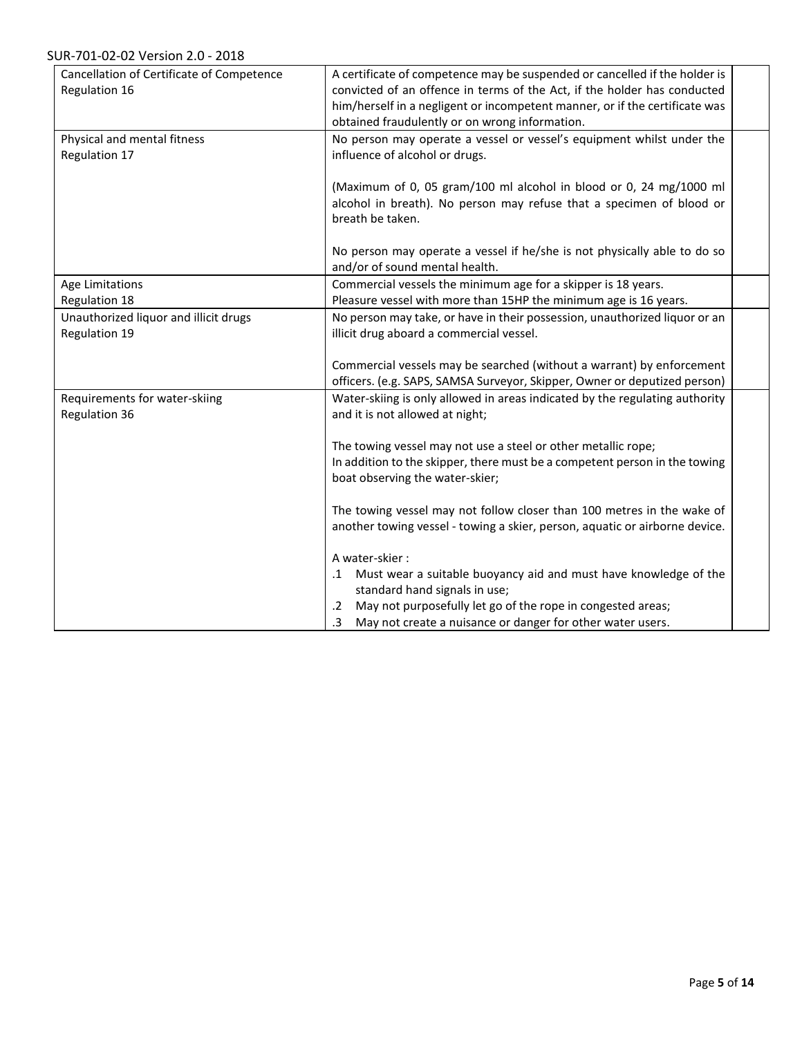| | | |
|---|---|---|
| Cancellation of Certificate of Competence<br>Regulation 16 | A certificate of competence may be suspended or cancelled if the holder is convicted of an offence in terms of the Act, if the holder has conducted him/herself in a negligent or incompetent manner, or if the certificate was obtained fraudulently or on wrong information. | |
| Physical and mental fitness<br>Regulation 17 | No person may operate a vessel or vessel's equipment whilst under the influence of alcohol or drugs.<br><br>(Maximum of 0, 05 gram/100 ml alcohol in blood or 0, 24 mg/1000 ml alcohol in breath). No person may refuse that a specimen of blood or breath be taken.<br><br>No person may operate a vessel if he/she is not physically able to do so and/or of sound mental health. | |
| Age Limitations<br>Regulation 18 | Commercial vessels the minimum age for a skipper is 18 years.<br>Pleasure vessel with more than 15HP the minimum age is 16 years. | |
| Unauthorized liquor and illicit drugs<br>Regulation 19 | No person may take, or have in their possession, unauthorized liquor or an illicit drug aboard a commercial vessel.<br><br>Commercial vessels may be searched (without a warrant) by enforcement officers. (e.g. SAPS, SAMSA Surveyor, Skipper, Owner or deputized person) | |
| Requirements for water-skiing<br>Regulation 36 | Water-skiing is only allowed in areas indicated by the regulating authority and it is not allowed at night;<br><br>The towing vessel may not use a steel or other metallic rope;<br>In addition to the skipper, there must be a competent person in the towing boat observing the water-skier;<br><br>The towing vessel may not follow closer than 100 metres in the wake of another towing vessel - towing a skier, person, aquatic or airborne device.<br><br>A water-skier :<br>.1 Must wear a suitable buoyancy aid and must have knowledge of the standard hand signals in use;<br>.2 May not purposefully let go of the rope in congested areas;<br>.3 May not create a nuisance or danger for other water users. | |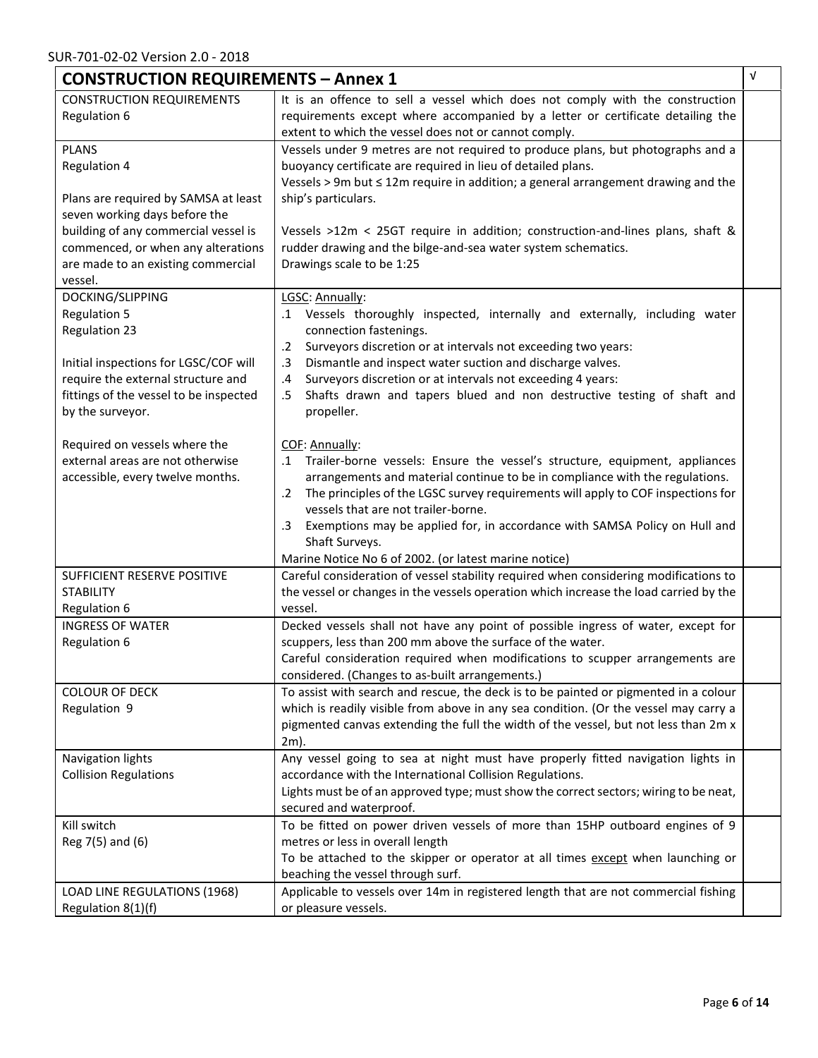| CONSTRUCTION REQUIREMENTS – Annex 1 | | √ |
|---|---|---|
| CONSTRUCTION REQUIREMENTS<br>Regulation 6 | It is an offence to sell a vessel which does not comply with the construction requirements except where accompanied by a letter or certificate detailing the extent to which the vessel does not or cannot comply. | |
| PLANS<br>Regulation 4<br><br>Plans are required by SAMSA at least seven working days before the building of any commercial vessel is commenced, or when any alterations are made to an existing commercial vessel. | Vessels under 9 metres are not required to produce plans, but photographs and a buoyancy certificate are required in lieu of detailed plans.<br>Vessels > 9m but ≤ 12m require in addition; a general arrangement drawing and the ship's particulars.<br><br>Vessels >12m < 25GT require in addition; construction-and-lines plans, shaft & rudder drawing and the bilge-and-sea water system schematics.<br>Drawings scale to be 1:25 | |
| DOCKING/SLIPPING<br>Regulation 5<br>Regulation 23<br><br>Initial inspections for LGSC/COF will require the external structure and fittings of the vessel to be inspected by the surveyor.<br><br>Required on vessels where the external areas are not otherwise accessible, every twelve months. | <u>LGSC</u>: <u>Annually</u>:<br>.1 Vessels thoroughly inspected, internally and externally, including water connection fastenings.<br>.2 Surveyors discretion or at intervals not exceeding two years:<br>.3 Dismantle and inspect water suction and discharge valves.<br>.4 Surveyors discretion or at intervals not exceeding 4 years:<br>.5 Shafts drawn and tapers blued and non destructive testing of shaft and propeller.<br><br><u>COF</u>: <u>Annually</u>:<br>.1 Trailer-borne vessels: Ensure the vessel's structure, equipment, appliances arrangements and material continue to be in compliance with the regulations.<br>.2 The principles of the LGSC survey requirements will apply to COF inspections for vessels that are not trailer-borne.<br>.3 Exemptions may be applied for, in accordance with SAMSA Policy on Hull and Shaft Surveys.<br>Marine Notice No 6 of 2002. (or latest marine notice) | |
| SUFFICIENT RESERVE POSITIVE STABILITY<br>Regulation 6 | Careful consideration of vessel stability required when considering modifications to the vessel or changes in the vessels operation which increase the load carried by the vessel. | |
| INGRESS OF WATER<br>Regulation 6 | Decked vessels shall not have any point of possible ingress of water, except for scuppers, less than 200 mm above the surface of the water.<br>Careful consideration required when modifications to scupper arrangements are considered. (Changes to as-built arrangements.) | |
| COLOUR OF DECK<br>Regulation 9 | To assist with search and rescue, the deck is to be painted or pigmented in a colour which is readily visible from above in any sea condition. (Or the vessel may carry a pigmented canvas extending the full the width of the vessel, but not less than 2m x 2m). | |
| Navigation lights<br>Collision Regulations | Any vessel going to sea at night must have properly fitted navigation lights in accordance with the International Collision Regulations.<br>Lights must be of an approved type; must show the correct sectors; wiring to be neat, secured and waterproof. | |
| Kill switch<br>Reg 7(5) and (6) | To be fitted on power driven vessels of more than 15HP outboard engines of 9 metres or less in overall length<br>To be attached to the skipper or operator at all times <u>except</u> when launching or beaching the vessel through surf. | |
| LOAD LINE REGULATIONS (1968)<br>Regulation 8(1)(f) | Applicable to vessels over 14m in registered length that are not commercial fishing or pleasure vessels. | |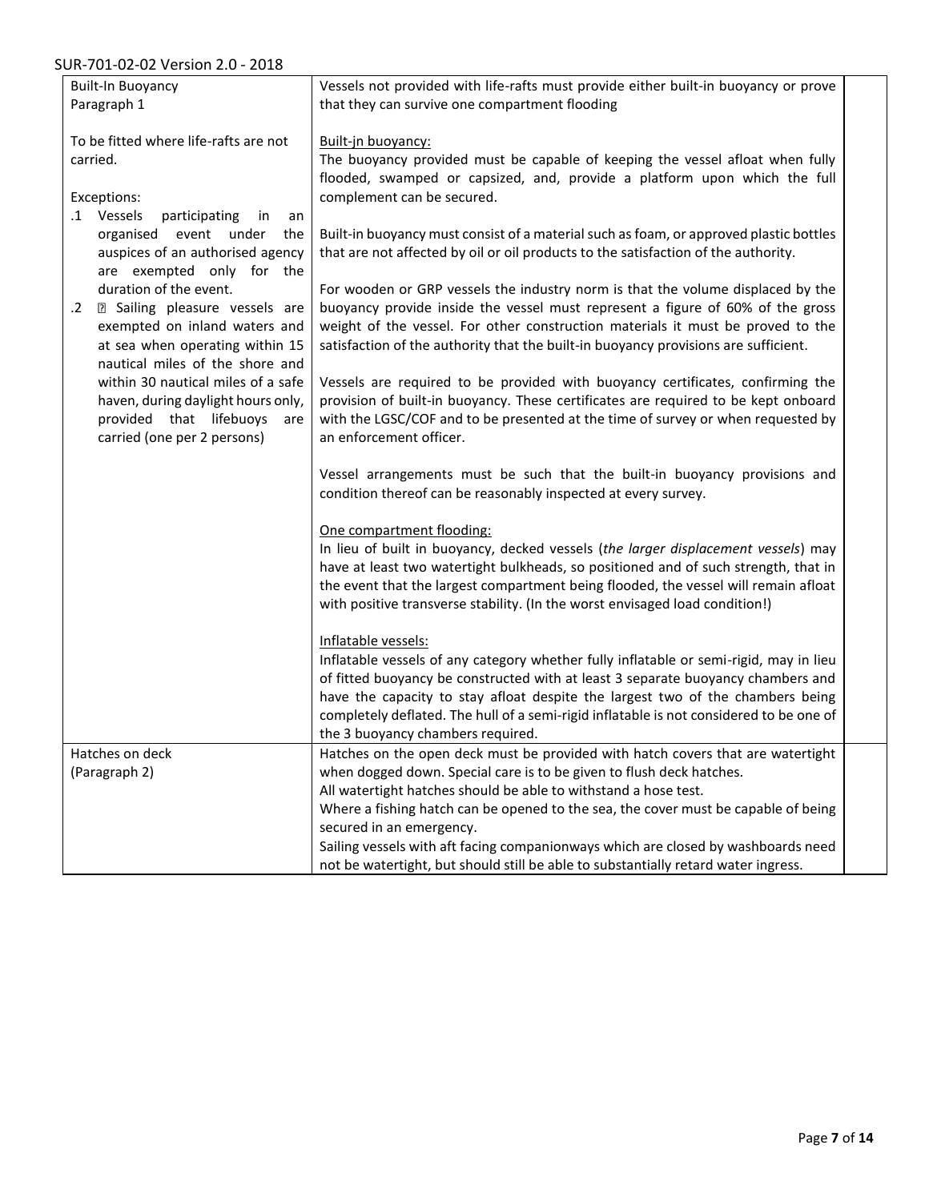| | | |
|---|---|---|
| Built-In Buoyancy<br>Paragraph 1<br><br>To be fitted where life-rafts are not carried.<br><br>Exceptions:<br>.1 Vessels participating in an organised event under the auspices of an authorised agency are exempted only for the duration of the event.<br>.2 Sailing pleasure vessels are exempted on inland waters and at sea when operating within 15 nautical miles of the shore and within 30 nautical miles of a safe haven, during daylight hours only, provided that lifebuoys are carried (one per 2 persons) | Vessels not provided with life-rafts must provide either built-in buoyancy or prove that they can survive one compartment flooding<br><br><u>Built-jn buoyancy:</u><br>The buoyancy provided must be capable of keeping the vessel afloat when fully flooded, swamped or capsized, and, provide a platform upon which the full complement can be secured.<br><br>Built-in buoyancy must consist of a material such as foam, or approved plastic bottles that are not affected by oil or oil products to the satisfaction of the authority.<br><br>For wooden or GRP vessels the industry norm is that the volume displaced by the buoyancy provide inside the vessel must represent a figure of 60% of the gross weight of the vessel. For other construction materials it must be proved to the satisfaction of the authority that the built-in buoyancy provisions are sufficient.<br><br>Vessels are required to be provided with buoyancy certificates, confirming the provision of built-in buoyancy. These certificates are required to be kept onboard with the LGSC/COF and to be presented at the time of survey or when requested by an enforcement officer.<br><br>Vessel arrangements must be such that the built-in buoyancy provisions and condition thereof can be reasonably inspected at every survey.<br><br><u>One compartment flooding:</u><br>In lieu of built in buoyancy, decked vessels (*the larger displacement vessels*) may have at least two watertight bulkheads, so positioned and of such strength, that in the event that the largest compartment being flooded, the vessel will remain afloat with positive transverse stability. (In the worst envisaged load condition!)<br><br><u>Inflatable vessels:</u><br>Inflatable vessels of any category whether fully inflatable or semi-rigid, may in lieu of fitted buoyancy be constructed with at least 3 separate buoyancy chambers and have the capacity to stay afloat despite the largest two of the chambers being completely deflated. The hull of a semi-rigid inflatable is not considered to be one of the 3 buoyancy chambers required. | |
| Hatches on deck<br>(Paragraph 2) | Hatches on the open deck must be provided with hatch covers that are watertight when dogged down. Special care is to be given to flush deck hatches.<br>All watertight hatches should be able to withstand a hose test.<br>Where a fishing hatch can be opened to the sea, the cover must be capable of being secured in an emergency.<br>Sailing vessels with aft facing companionways which are closed by washboards need not be watertight, but should still be able to substantially retard water ingress. | |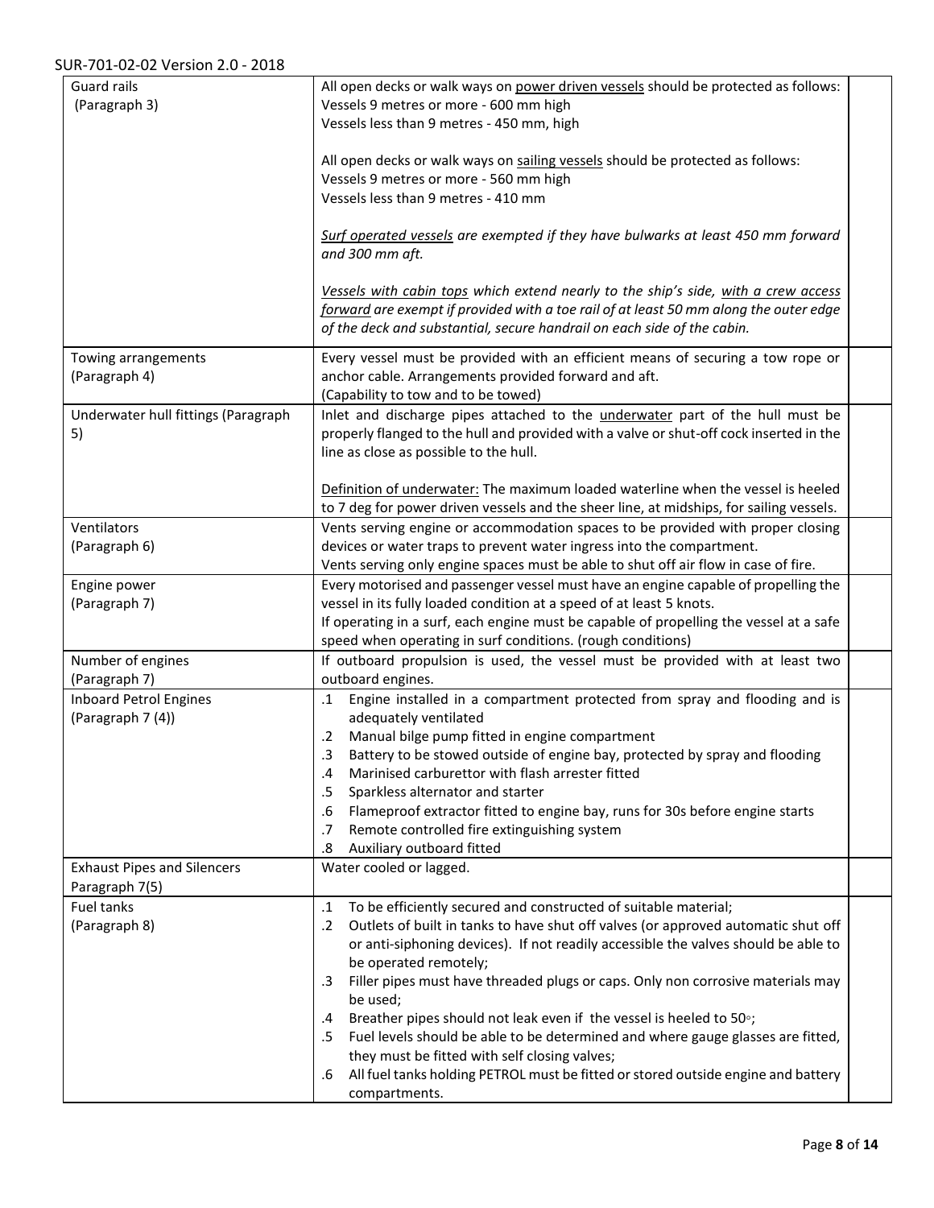| Guard rails (Paragraph 3) | All open decks or walk ways on <u>power driven vessels</u> should be protected as follows:<br>Vessels 9 metres or more - 600 mm high<br>Vessels less than 9 metres - 450 mm, high<br><br>All open decks or walk ways on <u>sailing vessels</u> should be protected as follows:<br>Vessels 9 metres or more - 560 mm high<br>Vessels less than 9 metres - 410 mm<br><br>*<u>Surf operated vessels</u> are exempted if they have bulwarks at least 450 mm forward and 300 mm aft.*<br><br>*<u>Vessels with cabin tops</u> which extend nearly to the ship's side, <u>with a crew access forward</u> are exempt if provided with a toe rail of at least 50 mm along the outer edge of the deck and substantial, secure handrail on each side of the cabin.* | |
|---|---|---|
| Towing arrangements (Paragraph 4) | Every vessel must be provided with an efficient means of securing a tow rope or anchor cable. Arrangements provided forward and aft.<br>(Capability to tow and to be towed) | |
| Underwater hull fittings (Paragraph 5) | Inlet and discharge pipes attached to the <u>underwater</u> part of the hull must be properly flanged to the hull and provided with a valve or shut-off cock inserted in the line as close as possible to the hull.<br><br><u>Definition of underwater:</u> The maximum loaded waterline when the vessel is heeled to 7 deg for power driven vessels and the sheer line, at midships, for sailing vessels. | |
| Ventilators (Paragraph 6) | Vents serving engine or accommodation spaces to be provided with proper closing devices or water traps to prevent water ingress into the compartment.<br>Vents serving only engine spaces must be able to shut off air flow in case of fire. | |
| Engine power (Paragraph 7) | Every motorised and passenger vessel must have an engine capable of propelling the vessel in its fully loaded condition at a speed of at least 5 knots.<br>If operating in a surf, each engine must be capable of propelling the vessel at a safe speed when operating in surf conditions. (rough conditions) | |
| Number of engines (Paragraph 7) | If outboard propulsion is used, the vessel must be provided with at least two outboard engines. | |
| Inboard Petrol Engines (Paragraph 7 (4)) | .1 Engine installed in a compartment protected from spray and flooding and is adequately ventilated<br>.2 Manual bilge pump fitted in engine compartment<br>.3 Battery to be stowed outside of engine bay, protected by spray and flooding<br>.4 Marinised carburettor with flash arrester fitted<br>.5 Sparkless alternator and starter<br>.6 Flameproof extractor fitted to engine bay, runs for 30s before engine starts<br>.7 Remote controlled fire extinguishing system<br>.8 Auxiliary outboard fitted | |
| Exhaust Pipes and Silencers Paragraph 7(5) | Water cooled or lagged. | |
| Fuel tanks (Paragraph 8) | .1 To be efficiently secured and constructed of suitable material;<br>.2 Outlets of built in tanks to have shut off valves (or approved automatic shut off or anti-siphoning devices). If not readily accessible the valves should be able to be operated remotely;<br>.3 Filler pipes must have threaded plugs or caps. Only non corrosive materials may be used;<br>.4 Breather pipes should not leak even if the vessel is heeled to 50°;<br>.5 Fuel levels should be able to be determined and where gauge glasses are fitted, they must be fitted with self closing valves;<br>.6 All fuel tanks holding PETROL must be fitted or stored outside engine and battery compartments. | |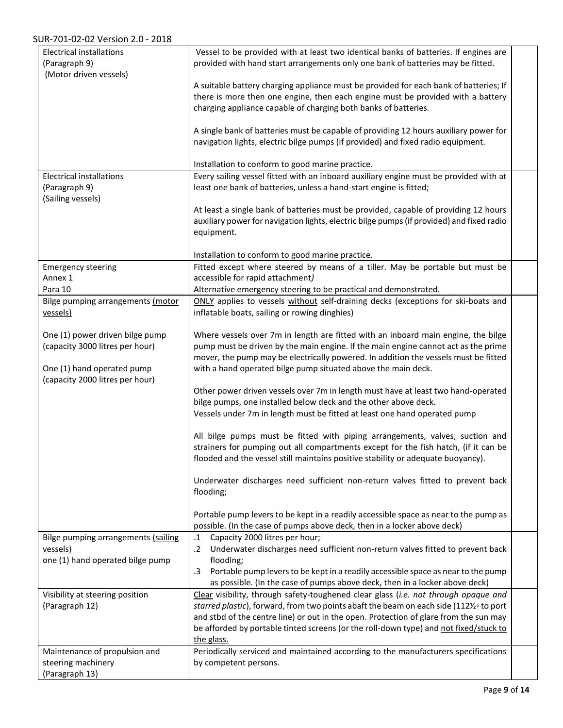| Electrical installations (Paragraph 9) (Motor driven vessels) | Vessel to be provided with at least two identical banks of batteries. If engines are provided with hand start arrangements only one bank of batteries may be fitted.<br><br>A suitable battery charging appliance must be provided for each bank of batteries; If there is more then one engine, then each engine must be provided with a battery charging appliance capable of charging both banks of batteries.<br><br>A single bank of batteries must be capable of providing 12 hours auxiliary power for navigation lights, electric bilge pumps (if provided) and fixed radio equipment.<br><br>Installation to conform to good marine practice. | |
|---|---|---|
| Electrical installations (Paragraph 9) (Sailing vessels) | Every sailing vessel fitted with an inboard auxiliary engine must be provided with at least one bank of batteries, unless a hand-start engine is fitted;<br><br>At least a single bank of batteries must be provided, capable of providing 12 hours auxiliary power for navigation lights, electric bilge pumps (if provided) and fixed radio equipment.<br><br>Installation to conform to good marine practice. | |
| Emergency steering Annex 1 Para 10 | Fitted except where steered by means of a tiller. May be portable but must be accessible for rapid attachment*)*<br>Alternative emergency steering to be practical and demonstrated. | |
| Bilge pumping arrangements (<u>motor vessels</u>)<br><br>One (1) power driven bilge pump (capacity 3000 litres per hour)<br><br>One (1) hand operated pump (capacity 2000 litres per hour) | <u>ONLY</u> applies to vessels <u>without</u> self-draining decks (exceptions for ski-boats and inflatable boats, sailing or rowing dinghies)<br><br>Where vessels over 7m in length are fitted with an inboard main engine, the bilge pump must be driven by the main engine. If the main engine cannot act as the prime mover, the pump may be electrically powered. In addition the vessels must be fitted with a hand operated bilge pump situated above the main deck.<br><br>Other power driven vessels over 7m in length must have at least two hand-operated bilge pumps, one installed below deck and the other above deck.<br>Vessels under 7m in length must be fitted at least one hand operated pump<br><br>All bilge pumps must be fitted with piping arrangements, valves, suction and strainers for pumping out all compartments except for the fish hatch, (if it can be flooded and the vessel still maintains positive stability or adequate buoyancy).<br><br>Underwater discharges need sufficient non-return valves fitted to prevent back flooding;<br><br>Portable pump levers to be kept in a readily accessible space as near to the pump as possible. (In the case of pumps above deck, then in a locker above deck) | |
| Bilge pumping arrangements (<u>sailing vessels</u>)<br>one (1) hand operated bilge pump | .1 Capacity 2000 litres per hour;<br>.2 Underwater discharges need sufficient non-return valves fitted to prevent back flooding;<br>.3 Portable pump levers to be kept in a readily accessible space as near to the pump as possible. (In the case of pumps above deck, then in a locker above deck) | |
| Visibility at steering position (Paragraph 12) | <u>Clear</u> visibility, through safety-toughened clear glass (*i.e. not through opaque and starred plastic*), forward, from two points abaft the beam on each side (112½◦ to port and stbd of the centre line) or out in the open. Protection of glare from the sun may be afforded by portable tinted screens (or the roll-down type) and <u>not fixed/stuck to the glass.</u> | |
| Maintenance of propulsion and steering machinery (Paragraph 13) | Periodically serviced and maintained according to the manufacturers specifications by competent persons. | |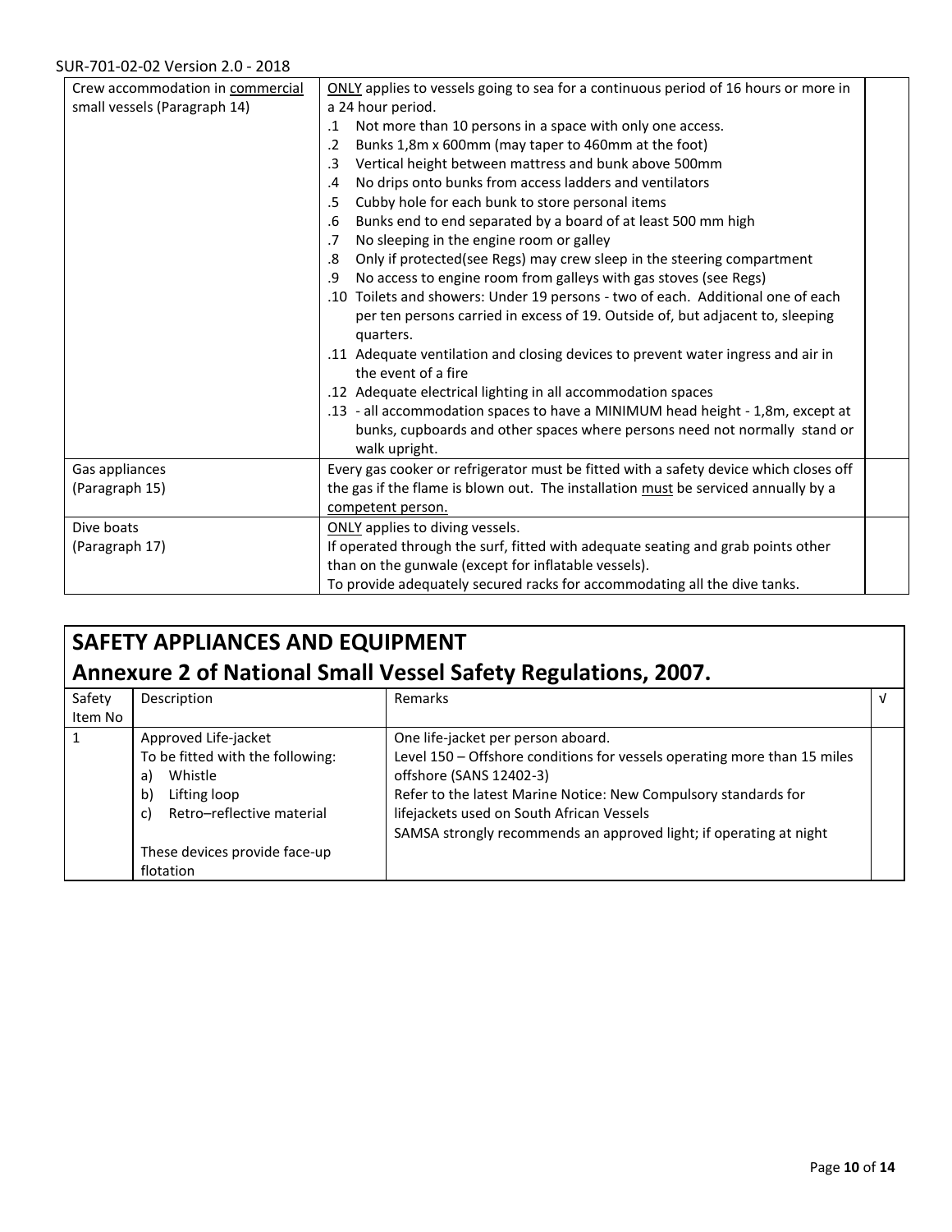| | | |
|---|---|---|
| Crew accommodation in commercial small vessels (Paragraph 14) | ONLY applies to vessels going to sea for a continuous period of 16 hours or more in a 24 hour period.<br>.1 Not more than 10 persons in a space with only one access.<br>.2 Bunks 1,8m x 600mm (may taper to 460mm at the foot)<br>.3 Vertical height between mattress and bunk above 500mm<br>.4 No drips onto bunks from access ladders and ventilators<br>.5 Cubby hole for each bunk to store personal items<br>.6 Bunks end to end separated by a board of at least 500 mm high<br>.7 No sleeping in the engine room or galley<br>.8 Only if protected(see Regs) may crew sleep in the steering compartment<br>.9 No access to engine room from galleys with gas stoves (see Regs)<br>.10 Toilets and showers: Under 19 persons - two of each. Additional one of each per ten persons carried in excess of 19. Outside of, but adjacent to, sleeping quarters.<br>.11 Adequate ventilation and closing devices to prevent water ingress and air in the event of a fire<br>.12 Adequate electrical lighting in all accommodation spaces<br>.13 - all accommodation spaces to have a MINIMUM head height - 1,8m, except at bunks, cupboards and other spaces where persons need not normally stand or walk upright. | |
| Gas appliances (Paragraph 15) | Every gas cooker or refrigerator must be fitted with a safety device which closes off the gas if the flame is blown out. The installation must be serviced annually by a competent person. | |
| Dive boats (Paragraph 17) | ONLY applies to diving vessels.<br>If operated through the surf, fitted with adequate seating and grab points other than on the gunwale (except for inflatable vessels).<br>To provide adequately secured racks for accommodating all the dive tanks. | |

## SAFETY APPLIANCES AND EQUIPMENT
## Annexure 2 of National Small Vessel Safety Regulations, 2007.

| Safety Item No | Description | Remarks | √ |
|---|---|---|---|
| 1 | Approved Life-jacket<br>To be fitted with the following:<br>a) Whistle<br>b) Lifting loop<br>c) Retro–reflective material<br><br>These devices provide face-up flotation | One life-jacket per person aboard.<br>Level 150 – Offshore conditions for vessels operating more than 15 miles offshore (SANS 12402-3)<br>Refer to the latest Marine Notice: New Compulsory standards for lifejackets used on South African Vessels<br>SAMSA strongly recommends an approved light; if operating at night | |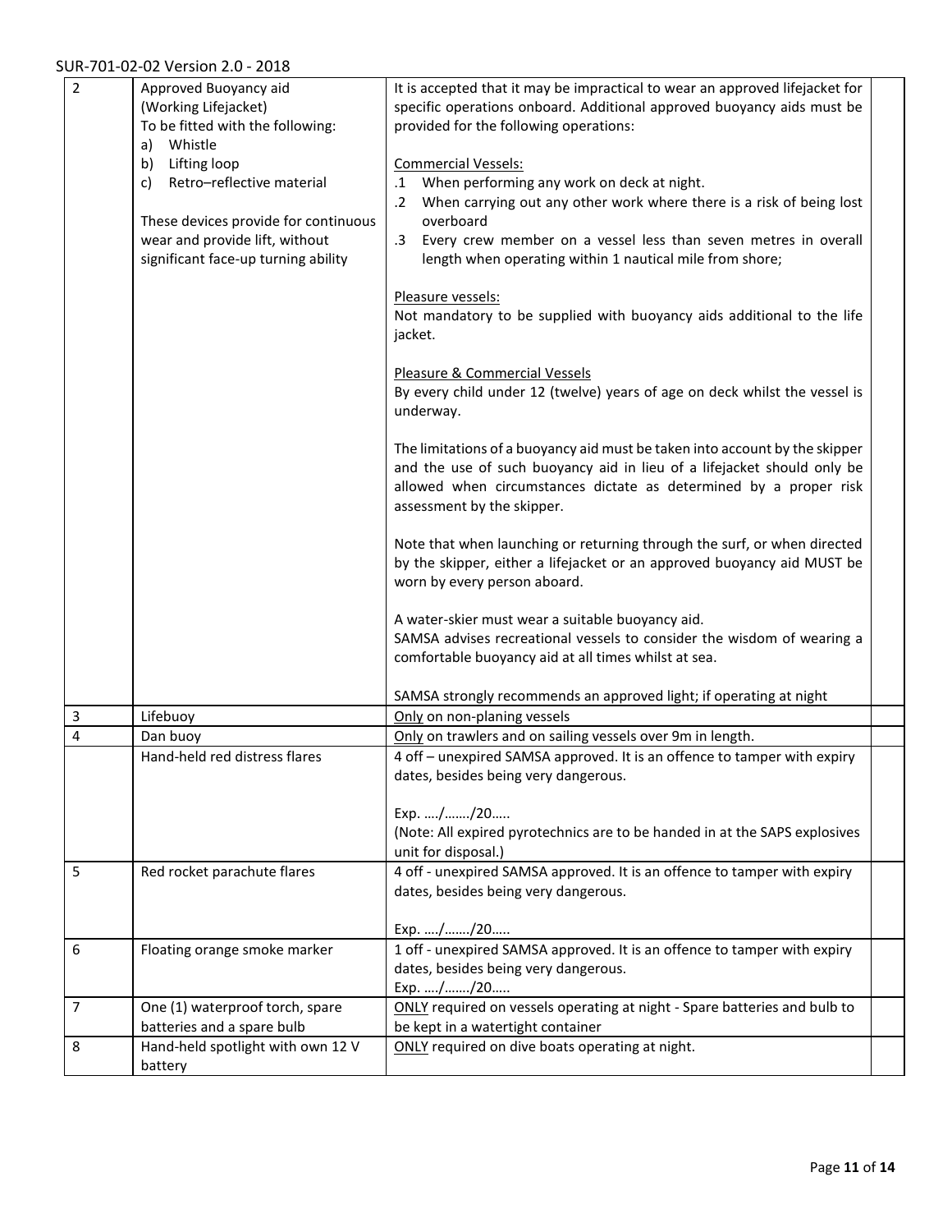| 2 | Approved Buoyancy aid (Working Lifejacket) To be fitted with the following: a) Whistle b) Lifting loop c) Retro–reflective material<br><br>These devices provide for continuous wear and provide lift, without significant face-up turning ability | It is accepted that it may be impractical to wear an approved lifejacket for specific operations onboard. Additional approved buoyancy aids must be provided for the following operations:<br><br>Commercial Vessels:<br>.1 When performing any work on deck at night.<br>.2 When carrying out any other work where there is a risk of being lost overboard<br>.3 Every crew member on a vessel less than seven metres in overall length when operating within 1 nautical mile from shore;<br><br>Pleasure vessels:<br>Not mandatory to be supplied with buoyancy aids additional to the life jacket.<br><br>Pleasure & Commercial Vessels<br>By every child under 12 (twelve) years of age on deck whilst the vessel is underway.<br><br>The limitations of a buoyancy aid must be taken into account by the skipper and the use of such buoyancy aid in lieu of a lifejacket should only be allowed when circumstances dictate as determined by a proper risk assessment by the skipper.<br><br>Note that when launching or returning through the surf, or when directed by the skipper, either a lifejacket or an approved buoyancy aid MUST be worn by every person aboard.<br><br>A water-skier must wear a suitable buoyancy aid.<br>SAMSA advises recreational vessels to consider the wisdom of wearing a comfortable buoyancy aid at all times whilst at sea.<br><br>SAMSA strongly recommends an approved light; if operating at night | |
|---|---|---|---|
| 3 | Lifebuoy | Only on non-planing vessels | |
| 4 | Dan buoy | Only on trawlers and on sailing vessels over 9m in length. | |
| | Hand-held red distress flares | 4 off – unexpired SAMSA approved. It is an offence to tamper with expiry dates, besides being very dangerous.<br><br>Exp. …./……./20…..<br>(Note: All expired pyrotechnics are to be handed in at the SAPS explosives unit for disposal.) | |
| 5 | Red rocket parachute flares | 4 off - unexpired SAMSA approved. It is an offence to tamper with expiry dates, besides being very dangerous.<br><br>Exp. …./……./20….. | |
| 6 | Floating orange smoke marker | 1 off - unexpired SAMSA approved. It is an offence to tamper with expiry dates, besides being very dangerous.<br>Exp. …./……./20….. | |
| 7 | One (1) waterproof torch, spare batteries and a spare bulb | ONLY required on vessels operating at night - Spare batteries and bulb to be kept in a watertight container | |
| 8 | Hand-held spotlight with own 12 V battery | ONLY required on dive boats operating at night. | |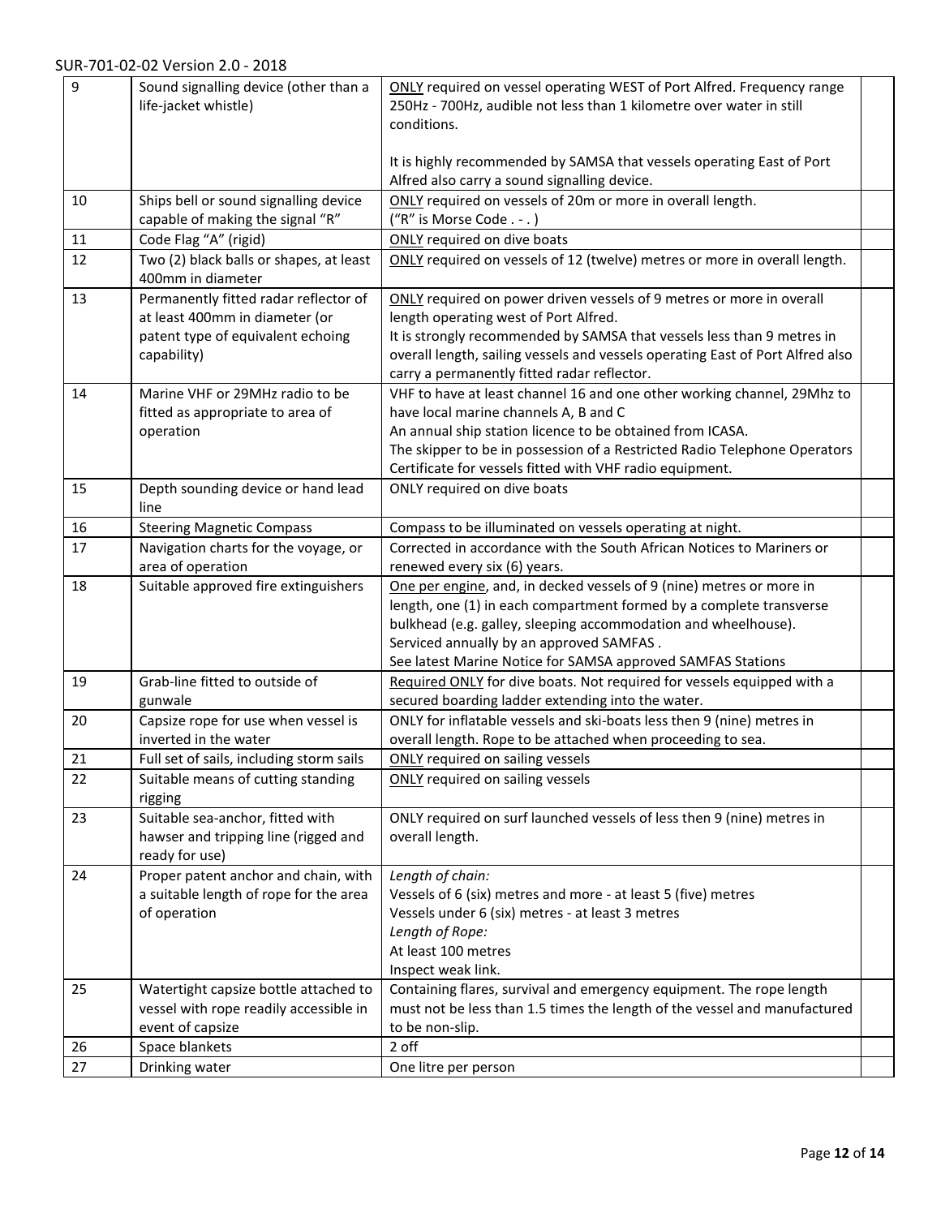| 9 | Sound signalling device (other than a life-jacket whistle) | ONLY required on vessel operating WEST of Port Alfred. Frequency range 250Hz - 700Hz, audible not less than 1 kilometre over water in still conditions.<br><br>It is highly recommended by SAMSA that vessels operating East of Port Alfred also carry a sound signalling device. | |
|---|---|---|---|
| 10 | Ships bell or sound signalling device capable of making the signal "R" | ONLY required on vessels of 20m or more in overall length.<br>("R" is Morse Code . - . ) | |
| 11 | Code Flag "A" (rigid) | ONLY required on dive boats | |
| 12 | Two (2) black balls or shapes, at least 400mm in diameter | ONLY required on vessels of 12 (twelve) metres or more in overall length. | |
| 13 | Permanently fitted radar reflector of at least 400mm in diameter (or patent type of equivalent echoing capability) | ONLY required on power driven vessels of 9 metres or more in overall length operating west of Port Alfred.<br>It is strongly recommended by SAMSA that vessels less than 9 metres in overall length, sailing vessels and vessels operating East of Port Alfred also carry a permanently fitted radar reflector. | |
| 14 | Marine VHF or 29MHz radio to be fitted as appropriate to area of operation | VHF to have at least channel 16 and one other working channel, 29Mhz to have local marine channels A, B and C<br>An annual ship station licence to be obtained from ICASA.<br>The skipper to be in possession of a Restricted Radio Telephone Operators Certificate for vessels fitted with VHF radio equipment. | |
| 15 | Depth sounding device or hand lead line | ONLY required on dive boats | |
| 16 | Steering Magnetic Compass | Compass to be illuminated on vessels operating at night. | |
| 17 | Navigation charts for the voyage, or area of operation | Corrected in accordance with the South African Notices to Mariners or renewed every six (6) years. | |
| 18 | Suitable approved fire extinguishers | One per engine, and, in decked vessels of 9 (nine) metres or more in length, one (1) in each compartment formed by a complete transverse bulkhead (e.g. galley, sleeping accommodation and wheelhouse).<br>Serviced annually by an approved SAMFAS .<br>See latest Marine Notice for SAMSA approved SAMFAS Stations | |
| 19 | Grab-line fitted to outside of gunwale | Required ONLY for dive boats. Not required for vessels equipped with a secured boarding ladder extending into the water. | |
| 20 | Capsize rope for use when vessel is inverted in the water | ONLY for inflatable vessels and ski-boats less then 9 (nine) metres in overall length. Rope to be attached when proceeding to sea. | |
| 21 | Full set of sails, including storm sails | ONLY required on sailing vessels | |
| 22 | Suitable means of cutting standing rigging | ONLY required on sailing vessels | |
| 23 | Suitable sea-anchor, fitted with hawser and tripping line (rigged and ready for use) | ONLY required on surf launched vessels of less then 9 (nine) metres in overall length. | |
| 24 | Proper patent anchor and chain, with a suitable length of rope for the area of operation | *Length of chain:*<br>Vessels of 6 (six) metres and more - at least 5 (five) metres<br>Vessels under 6 (six) metres - at least 3 metres<br>*Length of Rope:*<br>At least 100 metres<br>Inspect weak link. | |
| 25 | Watertight capsize bottle attached to vessel with rope readily accessible in event of capsize | Containing flares, survival and emergency equipment. The rope length must not be less than 1.5 times the length of the vessel and manufactured to be non-slip. | |
| 26 | Space blankets | 2 off | |
| 27 | Drinking water | One litre per person | |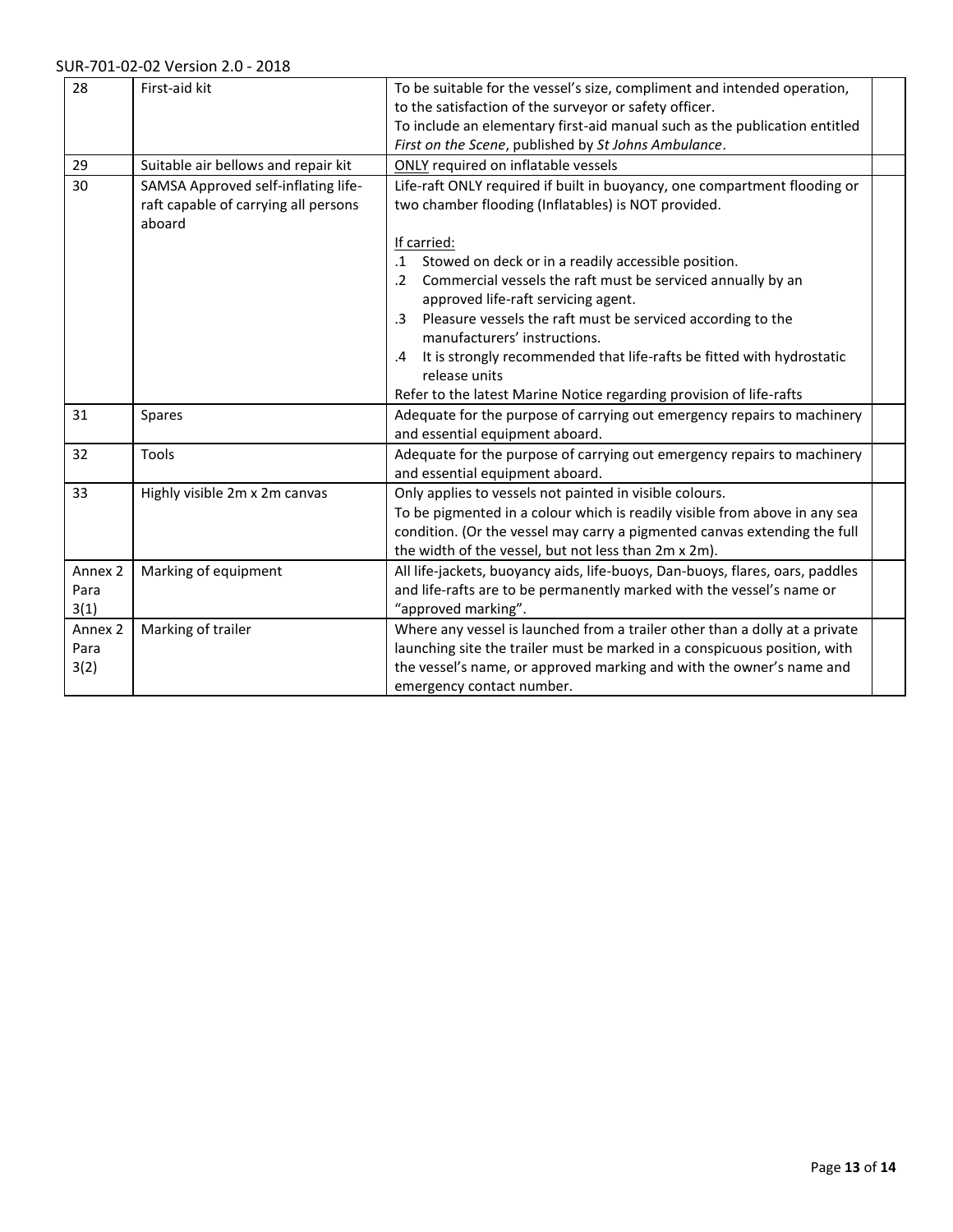| 28 | First-aid kit | To be suitable for the vessel's size, compliment and intended operation, to the satisfaction of the surveyor or safety officer.<br>To include an elementary first-aid manual such as the publication entitled *First on the Scene*, published by *St Johns Ambulance*. | |
|---|---|---|---|
| 29 | Suitable air bellows and repair kit | ONLY required on inflatable vessels | |
| 30 | SAMSA Approved self-inflating life-raft capable of carrying all persons aboard | Life-raft ONLY required if built in buoyancy, one compartment flooding or two chamber flooding (Inflatables) is NOT provided.<br><br>If carried:<br>.1 Stowed on deck or in a readily accessible position.<br>.2 Commercial vessels the raft must be serviced annually by an approved life-raft servicing agent.<br>.3 Pleasure vessels the raft must be serviced according to the manufacturers' instructions.<br>.4 It is strongly recommended that life-rafts be fitted with hydrostatic release units<br>Refer to the latest Marine Notice regarding provision of life-rafts | |
| 31 | Spares | Adequate for the purpose of carrying out emergency repairs to machinery and essential equipment aboard. | |
| 32 | Tools | Adequate for the purpose of carrying out emergency repairs to machinery and essential equipment aboard. | |
| 33 | Highly visible 2m x 2m canvas | Only applies to vessels not painted in visible colours.<br>To be pigmented in a colour which is readily visible from above in any sea condition. (Or the vessel may carry a pigmented canvas extending the full the width of the vessel, but not less than 2m x 2m). | |
| Annex 2 Para 3(1) | Marking of equipment | All life-jackets, buoyancy aids, life-buoys, Dan-buoys, flares, oars, paddles and life-rafts are to be permanently marked with the vessel's name or "approved marking". | |
| Annex 2 Para 3(2) | Marking of trailer | Where any vessel is launched from a trailer other than a dolly at a private launching site the trailer must be marked in a conspicuous position, with the vessel's name, or approved marking and with the owner's name and emergency contact number. | |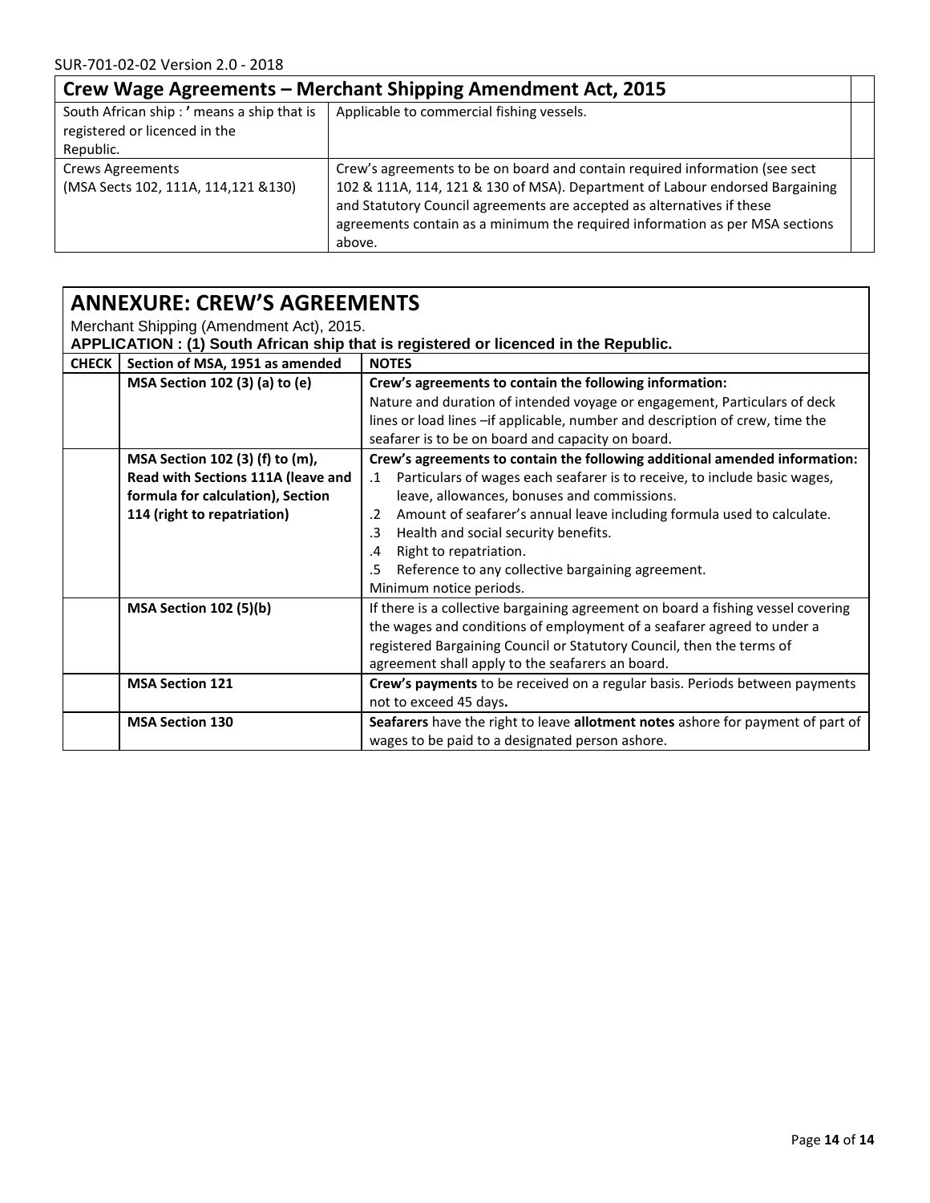| Crew Wage Agreements – Merchant Shipping Amendment Act, 2015 | | |
|---|---|---|
| South African ship : ' means a ship that is registered or licenced in the Republic. | Applicable to commercial fishing vessels. | |
| Crews Agreements (MSA Sects 102, 111A, 114,121 &130) | Crew's agreements to be on board and contain required information (see sect 102 & 111A, 114, 121 & 130 of MSA). Department of Labour endorsed Bargaining and Statutory Council agreements are accepted as alternatives if these agreements contain as a minimum the required information as per MSA sections above. | |

## ANNEXURE: CREW'S AGREEMENTS

Merchant Shipping (Amendment Act), 2015.

**APPLICATION : (1) South African ship that is registered or licenced in the Republic.**

| CHECK | Section of MSA, 1951 as amended | NOTES |
|---|---|---|
| | **MSA Section 102 (3) (a) to (e)** | **Crew's agreements to contain the following information:** Nature and duration of intended voyage or engagement, Particulars of deck lines or load lines –if applicable, number and description of crew, time the seafarer is to be on board and capacity on board. |
| | **MSA Section 102 (3) (f) to (m), Read with Sections 111A (leave and formula for calculation), Section 114 (right to repatriation)** | **Crew's agreements to contain the following additional amended information:** .1 Particulars of wages each seafarer is to receive, to include basic wages, leave, allowances, bonuses and commissions. .2 Amount of seafarer's annual leave including formula used to calculate. .3 Health and social security benefits. .4 Right to repatriation. .5 Reference to any collective bargaining agreement. Minimum notice periods. |
| | **MSA Section 102 (5)(b)** | If there is a collective bargaining agreement on board a fishing vessel covering the wages and conditions of employment of a seafarer agreed to under a registered Bargaining Council or Statutory Council, then the terms of agreement shall apply to the seafarers an board. |
| | **MSA Section 121** | **Crew's payments** to be received on a regular basis. Periods between payments not to exceed 45 days**.** |
| | **MSA Section 130** | **Seafarers** have the right to leave **allotment notes** ashore for payment of part of wages to be paid to a designated person ashore. |